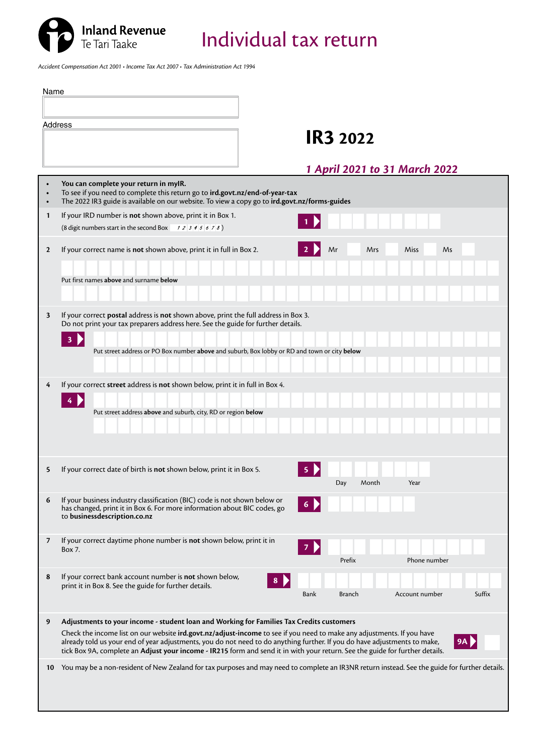Inland Revenue
Te Tari Taake

# Individual tax return

*Accident Compensation Act 2001 • Income Tax Act 2007 • Tax Administration Act 1994*

Name

Address

## IR3 2022

***1 April 2021 to 31 March 2022***

- **You can complete your return in myIR.**
- To see if you need to complete this return go to **ird.govt.nz/end-of-year-tax**
- The 2022 IR3 guide is available on our website. To view a copy go to **ird.govt.nz/forms-guides**

**1** If your IRD number is **not** shown above, print it in Box 1.
(8 digit numbers start in the second Box  1 2 3 4 5 6 7 8 )

**1**

**2** If your correct name is **not** shown above, print it in full in Box 2.

**2** Mr  Mrs  Miss  Ms

Put first names **above** and surname **below**

**3** If your correct **postal** address is **not** shown above, print the full address in Box 3.
Do not print your tax preparers address here. See the guide for further details.

**3**

Put street address or PO Box number **above** and suburb, Box lobby or RD and town or city **below**

**4** If your correct **street** address is **not** shown below, print it in full in Box 4.

**4**

Put street address **above** and suburb, city, RD or region **below**

**5** If your correct date of birth is **not** shown below, print it in Box 5.

**5** Day  Month  Year

**6** If your business industry classification (BIC) code is not shown below or has changed, print it in Box 6. For more information about BIC codes, go to **businessdescription.co.nz**

**6**

**7** If your correct daytime phone number is **not** shown below, print it in Box 7.

**7** Prefix  Phone number

**8** If your correct bank account number is **not** shown below, print it in Box 8. See the guide for further details.

**8** Bank  Branch  Account number  Suffix

**9** **Adjustments to your income - student loan and Working for Families Tax Credits customers**

Check the income list on our website **ird.govt.nz/adjust-income** to see if you need to make any adjustments. If you have already told us your end of year adjustments, you do not need to do anything further. If you do have adjustments to make, tick Box 9A, complete an **Adjust your income - IR215** form and send it in with your return. See the guide for further details.

**9A**

**10** You may be a non-resident of New Zealand for tax purposes and may need to complete an IR3NR return instead. See the guide for further details.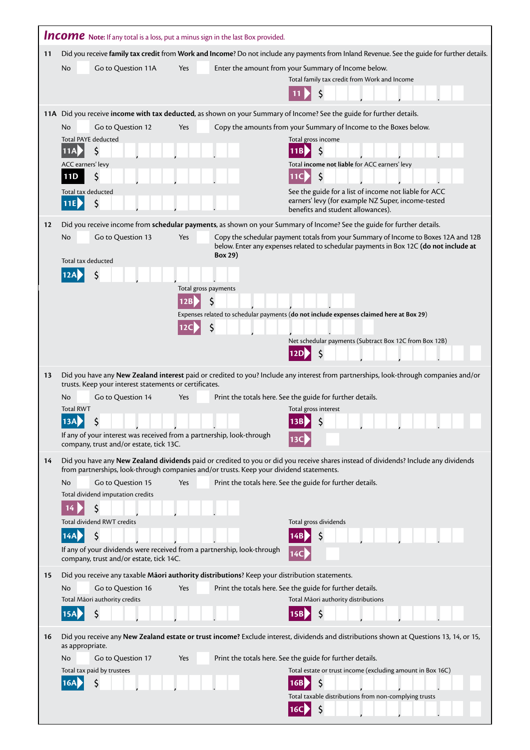## Income

**Note:** If any total is a loss, put a minus sign in the last Box provided.

**11** Did you receive **family tax credit** from **Work and Income**? Do not include any payments from Inland Revenue. See the guide for further details.

No ☐ Go to Question 11A Yes ☐ Enter the amount from your Summary of Income below.

Total family tax credit from Work and Income

**11** $ ___,___,___.__

**11A** Did you receive **income with tax deducted**, as shown on your Summary of Income? See the guide for further details.

No ☐ Go to Question 12 Yes ☐ Copy the amounts from your Summary of Income to the Boxes below.

Total PAYE deducted

**11A** $ ___,___,___.__

Total gross income

**11B** $ ___,___,___.__

ACC earners' levy

**11D** $ ___,___,___.__

Total **income not liable** for ACC earners' levy

**11C** $ ___,___,___.__

Total tax deducted

**11E** $ ___,___,___.__

See the guide for a list of income not liable for ACC earners' levy (for example NZ Super, income-tested benefits and student allowances).

**12** Did you receive income from **schedular payments**, as shown on your Summary of Income? See the guide for further details.

No ☐ Go to Question 13 Yes ☐ Copy the schedular payment totals from your Summary of Income to Boxes 12A and 12B below. Enter any expenses related to schedular payments in Box 12C **(do not include at Box 29)**

Total tax deducted

**12A** $ ___,___,___.__

Total gross payments

**12B** $ ___,___,___.__

Expenses related to schedular payments (**do not include expenses claimed here at Box 29**)

**12C** $ ___,___,___.__

Net schedular payments (Subtract Box 12C from Box 12B)

**12D** $ ___,___,___.__

**13** Did you have any **New Zealand interest** paid or credited to you? Include any interest from partnerships, look-through companies and/or trusts. Keep your interest statements or certificates.

No ☐ Go to Question 14 Yes ☐ Print the totals here. See the guide for further details.

Total RWT

**13A** $ ___,___,___.__

Total gross interest

**13B** $ ___,___,___.__

If any of your interest was received from a partnership, look-through company, trust and/or estate, tick 13C.

**13C** ☐

**14** Did you have any **New Zealand dividends** paid or credited to you or did you receive shares instead of dividends? Include any dividends from partnerships, look-through companies and/or trusts. Keep your dividend statements.

No ☐ Go to Question 15 Yes ☐ Print the totals here. See the guide for further details.

Total dividend imputation credits

**14** $ ___,___,___.__

Total dividend RWT credits

**14A** $ ___,___,___.__

Total gross dividends

**14B** $ ___,___,___.__

If any of your dividends were received from a partnership, look-through company, trust and/or estate, tick 14C.

**14C** ☐

**15** Did you receive any taxable **Māori authority distributions**? Keep your distribution statements.

No ☐ Go to Question 16 Yes ☐ Print the totals here. See the guide for further details.

Total Māori authority credits

**15A** $ ___,___,___.__

Total Māori authority distributions

**15B** $ ___,___,___.__

**16** Did you receive any **New Zealand estate or trust income?** Exclude interest, dividends and distributions shown at Questions 13, 14, or 15, as appropriate.

No ☐ Go to Question 17 Yes ☐ Print the totals here. See the guide for further details.

Total tax paid by trustees

**16A** $ ___,___,___.__

Total estate or trust income (excluding amount in Box 16C)

**16B** $ ___,___,___.__

Total taxable distributions from non-complying trusts

**16C** $ ___,___,___.__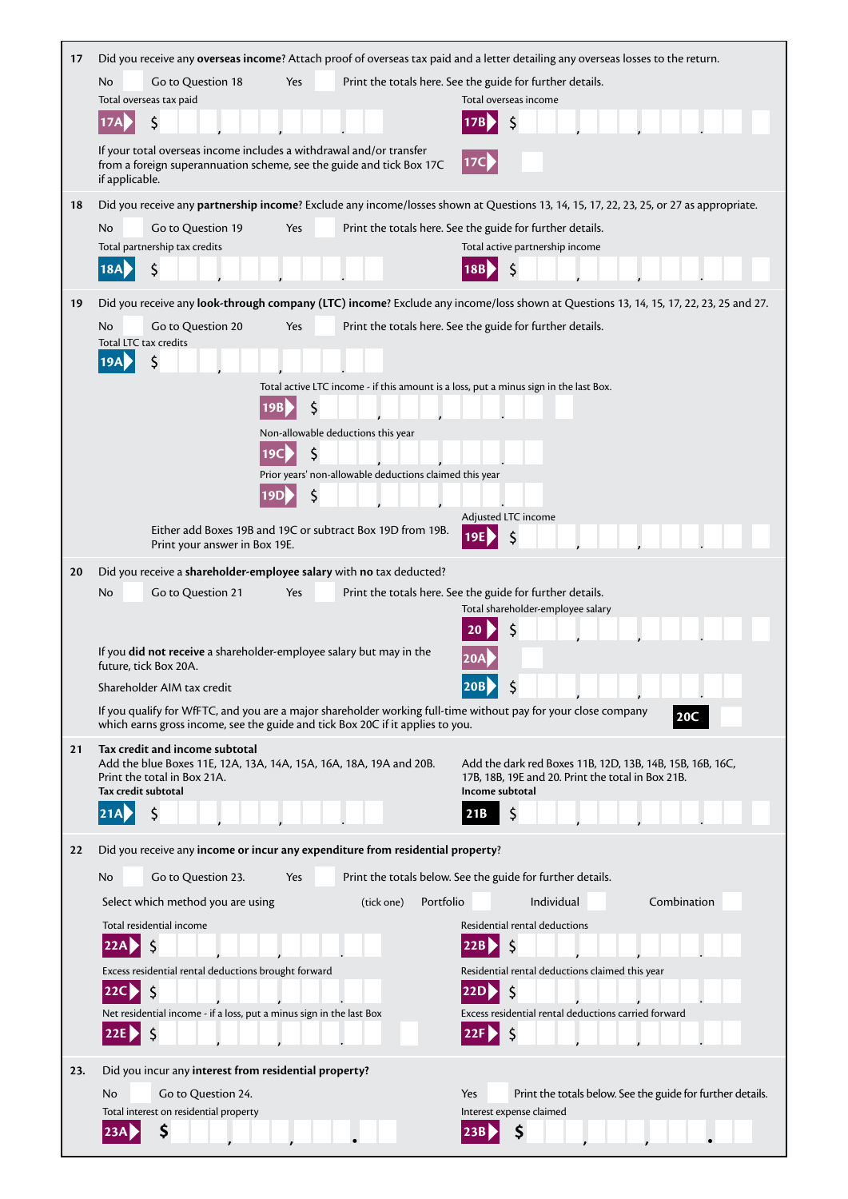**17** Did you receive any **overseas income**? Attach proof of overseas tax paid and a letter detailing any overseas losses to the return.

No ☐ Go to Question 18 Yes ☐ Print the totals here. See the guide for further details.

Total overseas tax paid

**17A** $ ___ , ___ , ___ . ___

Total overseas income

**17B** $ ___ , ___ , ___ . ___

If your total overseas income includes a withdrawal and/or transfer from a foreign superannuation scheme, see the guide and tick Box 17C if applicable.

**17C** ☐

**18** Did you receive any **partnership income**? Exclude any income/losses shown at Questions 13, 14, 15, 17, 22, 23, 25, or 27 as appropriate.

No ☐ Go to Question 19 Yes ☐ Print the totals here. See the guide for further details.

Total partnership tax credits

**18A** $ ___ , ___ , ___ . ___

Total active partnership income

**18B** $ ___ , ___ , ___ . ___

**19** Did you receive any **look-through company (LTC) income**? Exclude any income/loss shown at Questions 13, 14, 15, 17, 22, 23, 25 and 27.

No Go to Question 20 Yes ☐ Print the totals here. See the guide for further details.

Total LTC tax credits

**19A** $ ___ , ___ , ___ . ___

Total active LTC income - if this amount is a loss, put a minus sign in the last Box.

**19B** $ ___ , ___ , ___ . ___ ☐

Non-allowable deductions this year

**19C** $ ___ , ___ , ___ . ___

Prior years' non-allowable deductions claimed this year

**19D** $ ___ , ___ , ___ . ___

Either add Boxes 19B and 19C or subtract Box 19D from 19B. Print your answer in Box 19E.

Adjusted LTC income

**19E** $ ___ , ___ , ___ . ___

**20** Did you receive a **shareholder-employee salary** with **no** tax deducted?

No Go to Question 21 Yes ☐ Print the totals here. See the guide for further details.

Total shareholder-employee salary

**20** $ ___ , ___ , ___ . ___

If you **did not receive** a shareholder-employee salary but may in the future, tick Box 20A.

**20A** ☐

Shareholder AIM tax credit

**20B** $ ___ , ___ , ___ . ___

If you qualify for WfFTC, and you are a major shareholder working full-time without pay for your close company which earns gross income, see the guide and tick Box 20C if it applies to you.

**20C** ☐

**21** **Tax credit and income subtotal**

Add the blue Boxes 11E, 12A, 13A, 14A, 15A, 16A, 18A, 19A and 20B. Print the total in Box 21A.

**Tax credit subtotal**

**21A** $ ___ , ___ , ___ . ___

Add the dark red Boxes 11B, 12D, 13B, 14B, 15B, 16B, 16C, 17B, 18B, 19E and 20. Print the total in Box 21B.

**Income subtotal**

**21B** $ ___ , ___ , ___ . ___

**22** Did you receive any **income or incur any expenditure from residential property**?

No ☐ Go to Question 23. Yes ☐ Print the totals below. See the guide for further details.

Select which method you are using (tick one) Portfolio ☐ Individual ☐ Combination ☐

Total residential income

**22A** $ ___ , ___ , ___ . ___

Residential rental deductions

**22B** $ ___ , ___ , ___ . ___

Excess residential rental deductions brought forward

**22C** $ ___ , ___ , ___ . ___

Residential rental deductions claimed this year

**22D** $ ___ , ___ , ___ . ___

Net residential income - if a loss, put a minus sign in the last Box

**22E** $ ___ , ___ , ___ . ___ ☐

Excess residential rental deductions carried forward

**22F** $ ___ , ___ , ___ . ___

**23.** Did you incur any **interest from residential property?**

No ☐ Go to Question 24. Yes ☐ Print the totals below. See the guide for further details.

Total interest on residential property

**23A** $ ___ , ___ , ___ . ___

Interest expense claimed

**23B** $ ___ , ___ , ___ . ___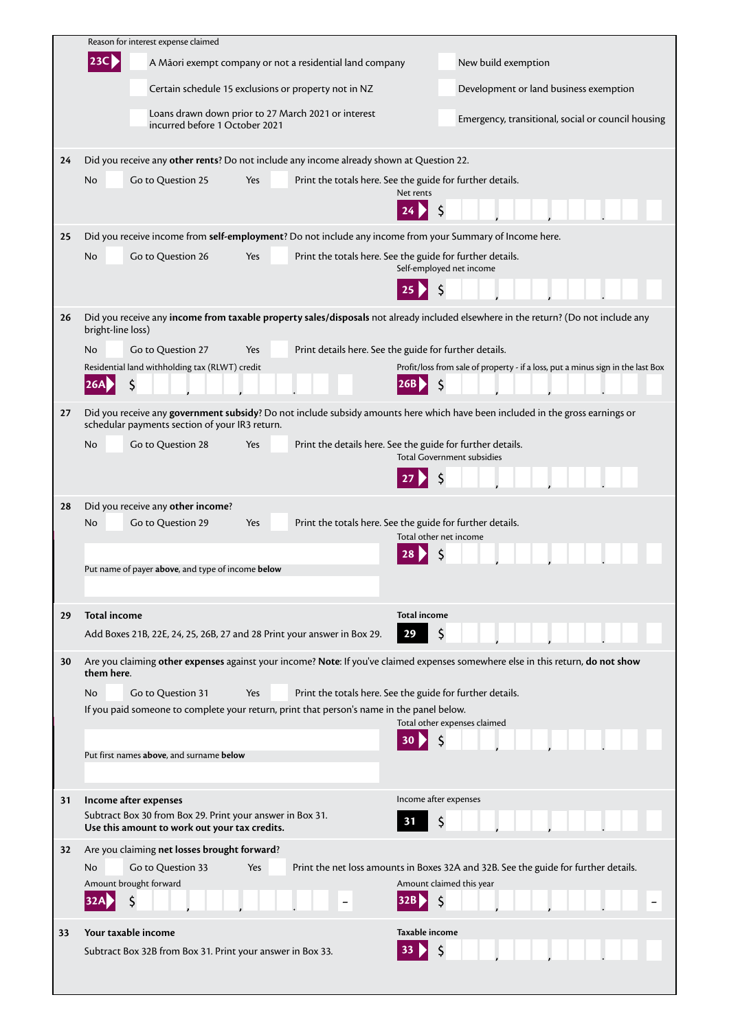Reason for interest expense claimed

**23C**

- A Māori exempt company or not a residential land company
- Certain schedule 15 exclusions or property not in NZ
- Loans drawn down prior to 27 March 2021 or interest incurred before 1 October 2021
- New build exemption
- Development or land business exemption
- Emergency, transitional, social or council housing

**24** Did you receive any **other rents**? Do not include any income already shown at Question 22.

No Go to Question 25 Yes Print the totals here. See the guide for further details.

Net rents

**24** $

**25** Did you receive income from **self-employment**? Do not include any income from your Summary of Income here.

No Go to Question 26 Yes Print the totals here. See the guide for further details.

Self-employed net income

**25** $

**26** Did you receive any **income from taxable property sales/disposals** not already included elsewhere in the return? (Do not include any bright-line loss)

No Go to Question 27 Yes Print details here. See the guide for further details.

Residential land withholding tax (RLWT) credit

**26A** $

Profit/loss from sale of property - if a loss, put a minus sign in the last Box

**26B** $

**27** Did you receive any **government subsidy**? Do not include subsidy amounts here which have been included in the gross earnings or schedular payments section of your IR3 return.

No Go to Question 28 Yes Print the details here. See the guide for further details.

Total Government subsidies

**27** $

**28** Did you receive any **other income**?

No Go to Question 29 Yes Print the totals here. See the guide for further details.

Total other net income

**28** $

Put name of payer **above**, and type of income **below**

**29** **Total income**

Add Boxes 21B, 22E, 24, 25, 26B, 27 and 28 Print your answer in Box 29.

**Total income**

**29** $

**30** Are you claiming **other expenses** against your income? **Note**: If you've claimed expenses somewhere else in this return, **do not show them here**.

No Go to Question 31 Yes Print the totals here. See the guide for further details.

If you paid someone to complete your return, print that person's name in the panel below.

Total other expenses claimed

**30** $

Put first names **above**, and surname **below**

**31** **Income after expenses**

Subtract Box 30 from Box 29. Print your answer in Box 31.
**Use this amount to work out your tax credits.**

Income after expenses

**31** $

**32** Are you claiming **net losses brought forward**?

No Go to Question 33 Yes Print the net loss amounts in Boxes 32A and 32B. See the guide for further details.

Amount brought forward

**32A** $ –

Amount claimed this year

**32B** $ –

**33** **Your taxable income**

Subtract Box 32B from Box 31. Print your answer in Box 33.

**Taxable income**

**33** $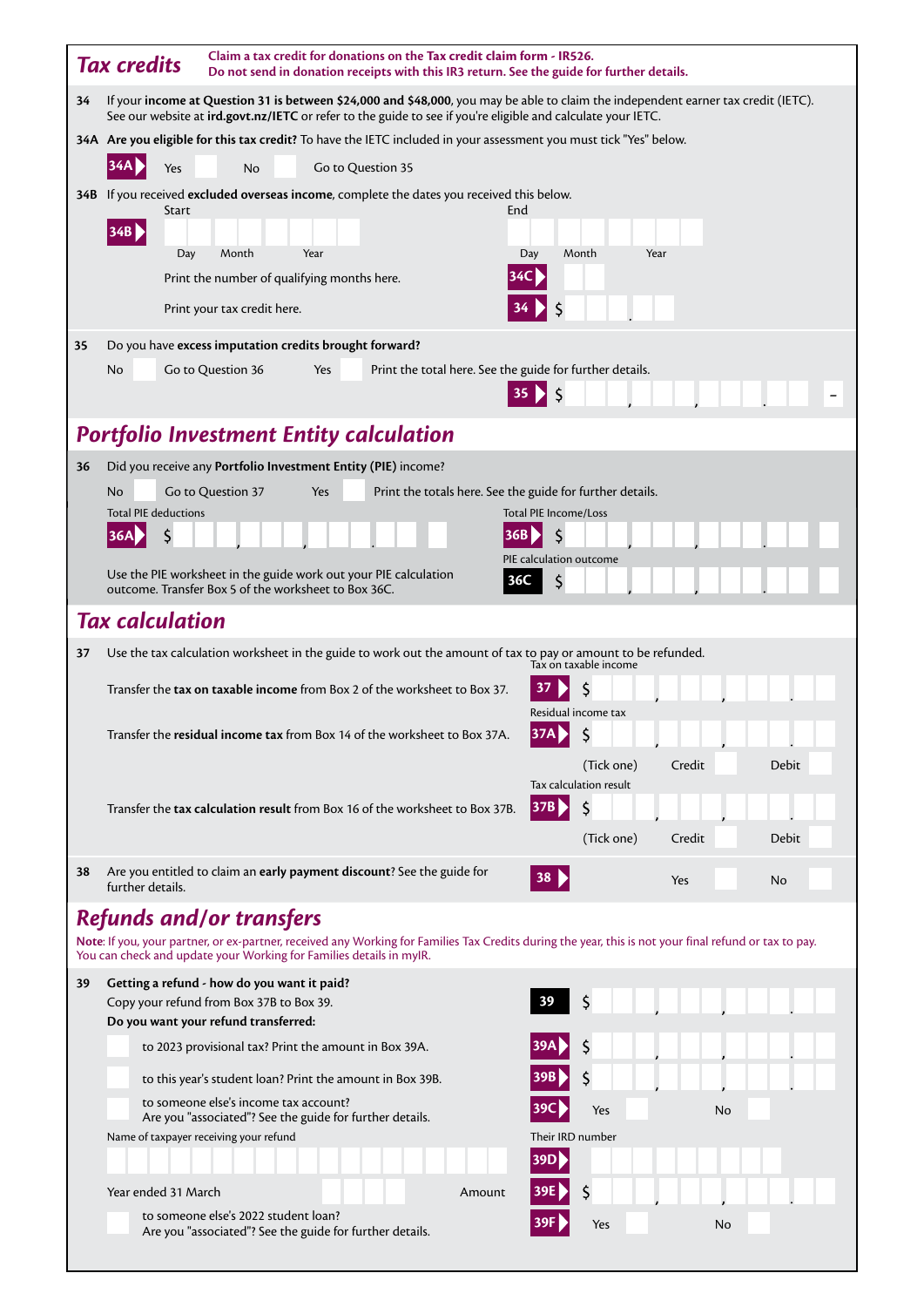## Tax credits

**Claim a tax credit for donations on the Tax credit claim form - IR526.**
**Do not send in donation receipts with this IR3 return. See the guide for further details.**

**34** If your **income at Question 31 is between $24,000 and $48,000**, you may be able to claim the independent earner tax credit (IETC). See our website at **ird.govt.nz/IETC** or refer to the guide to see if you're eligible and calculate your IETC.

**34A Are you eligible for this tax credit?** To have the IETC included in your assessment you must tick "Yes" below.

**34A** Yes ☐ No ☐ Go to Question 35

**34B** If you received **excluded overseas income**, complete the dates you received this below.

**34B** Start: Day / Month / Year End: Day / Month / Year

Print the number of qualifying months here. **34C**

Print your tax credit here. **34** $ .

**35** Do you have **excess imputation credits brought forward?**

No ☐ Go to Question 36 Yes ☐ Print the total here. See the guide for further details.

**35** $ , , . –

## Portfolio Investment Entity calculation

**36** Did you receive any **Portfolio Investment Entity (PIE)** income?

No ☐ Go to Question 37 Yes ☐ Print the totals here. See the guide for further details.

Total PIE deductions **36A** $ , , .

Total PIE Income/Loss **36B** $ , , .

PIE calculation outcome **36C** $ , , .

Use the PIE worksheet in the guide work out your PIE calculation outcome. Transfer Box 5 of the worksheet to Box 36C.

## Tax calculation

**37** Use the tax calculation worksheet in the guide to work out the amount of tax to pay or amount to be refunded.

Transfer the **tax on taxable income** from Box 2 of the worksheet to Box 37. Tax on taxable income **37** $ , , .

Transfer the **residual income tax** from Box 14 of the worksheet to Box 37A. Residual income tax **37A** $ , , .

(Tick one) Credit ☐ Debit ☐

Transfer the **tax calculation result** from Box 16 of the worksheet to Box 37B. Tax calculation result **37B** $ , , .

(Tick one) Credit ☐ Debit ☐

**38** Are you entitled to claim an **early payment discount**? See the guide for further details. **38** Yes ☐ No ☐

## Refunds and/or transfers

**Note:** If you, your partner, or ex-partner, received any Working for Families Tax Credits during the year, this is not your final refund or tax to pay. You can check and update your Working for Families details in myIR.

**39 Getting a refund - how do you want it paid?**

Copy your refund from Box 37B to Box 39. **39** $ , , .

**Do you want your refund transferred:**

☐ to 2023 provisional tax? Print the amount in Box 39A. **39A** $ , , .

☐ to this year's student loan? Print the amount in Box 39B. **39B** $ , , .

☐ to someone else's income tax account? Are you "associated"? See the guide for further details. **39C** Yes ☐ No ☐

Name of taxpayer receiving your refund

Their IRD number **39D**

Year ended 31 March Amount **39E** $ , , .

☐ to someone else's 2022 student loan? Are you "associated"? See the guide for further details. **39F** Yes ☐ No ☐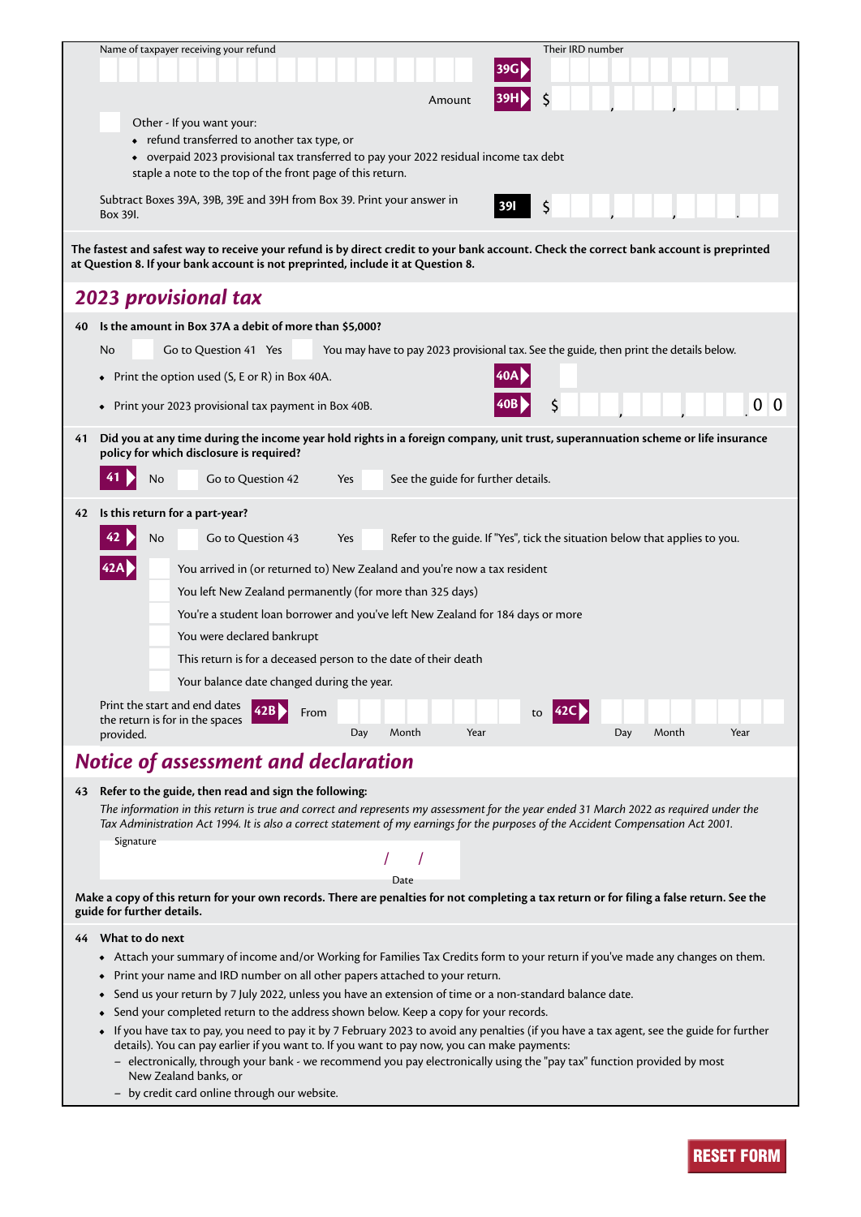Name of taxpayer receiving your refund

Their IRD number

39G

Amount **39H** $

Other - If you want your:

- refund transferred to another tax type, or
- overpaid 2023 provisional tax transferred to pay your 2022 residual income tax debt

staple a note to the top of the front page of this return.

Subtract Boxes 39A, 39B, 39E and 39H from Box 39. Print your answer in Box 39I. **39I** $

**The fastest and safest way to receive your refund is by direct credit to your bank account. Check the correct bank account is preprinted at Question 8. If your bank account is not preprinted, include it at Question 8.**

## *2023 provisional tax*

**40 Is the amount in Box 37A a debit of more than $5,000?**

No Go to Question 41 Yes You may have to pay 2023 provisional tax. See the guide, then print the details below.

- Print the option used (S, E or R) in Box 40A. **40A**
- Print your 2023 provisional tax payment in Box 40B. **40B** $ .00

**41 Did you at any time during the income year hold rights in a foreign company, unit trust, superannuation scheme or life insurance policy for which disclosure is required?**

**41** No Go to Question 42 Yes See the guide for further details.

**42 Is this return for a part-year?**

**42** No Go to Question 43 Yes Refer to the guide. If "Yes", tick the situation below that applies to you.

**42A**

- You arrived in (or returned to) New Zealand and you're now a tax resident
- You left New Zealand permanently (for more than 325 days)
- You're a student loan borrower and you've left New Zealand for 184 days or more
- You were declared bankrupt
- This return is for a deceased person to the date of their death
- Your balance date changed during the year.

Print the start and end dates the return is for in the spaces provided. **42B** From Day Month Year to **42C** Day Month Year

## *Notice of assessment and declaration*

**43 Refer to the guide, then read and sign the following:**

*The information in this return is true and correct and represents my assessment for the year ended 31 March 2022 as required under the Tax Administration Act 1994. It is also a correct statement of my earnings for the purposes of the Accident Compensation Act 2001.*

Signature

/ /
Date

**Make a copy of this return for your own records. There are penalties for not completing a tax return or for filing a false return. See the guide for further details.**

**44 What to do next**

- Attach your summary of income and/or Working for Families Tax Credits form to your return if you've made any changes on them.
- Print your name and IRD number on all other papers attached to your return.
- Send us your return by 7 July 2022, unless you have an extension of time or a non-standard balance date.
- Send your completed return to the address shown below. Keep a copy for your records.
- If you have tax to pay, you need to pay it by 7 February 2023 to avoid any penalties (if you have a tax agent, see the guide for further details). You can pay earlier if you want to. If you want to pay now, you can make payments:
  - electronically, through your bank - we recommend you pay electronically using the "pay tax" function provided by most New Zealand banks, or
  - by credit card online through our website.

RESET FORM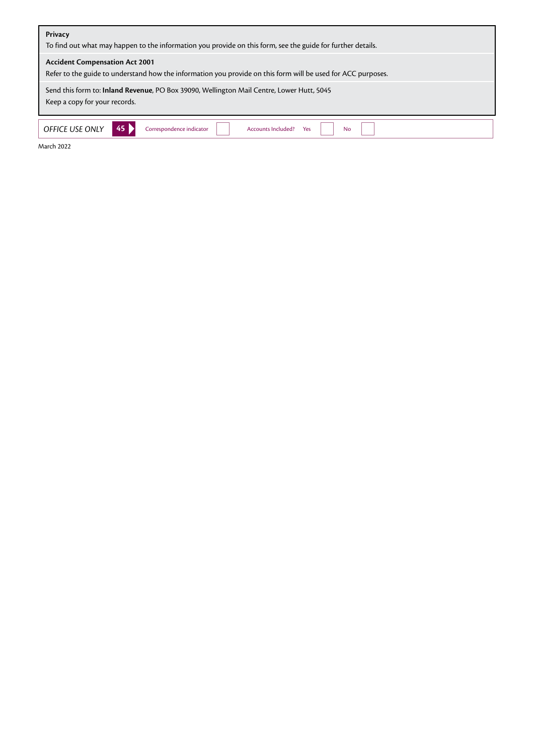**Privacy**

To find out what may happen to the information you provide on this form, see the guide for further details.

**Accident Compensation Act 2001**

Refer to the guide to understand how the information you provide on this form will be used for ACC purposes.

Send this form to: **Inland Revenue**, PO Box 39090, Wellington Mail Centre, Lower Hutt, 5045

Keep a copy for your records.

| | | | | | | |
|---|---|---|---|---|---|---|
| *OFFICE USE ONLY* | 45 | Correspondence indicator | | Accounts Included? Yes | | No |

March 2022